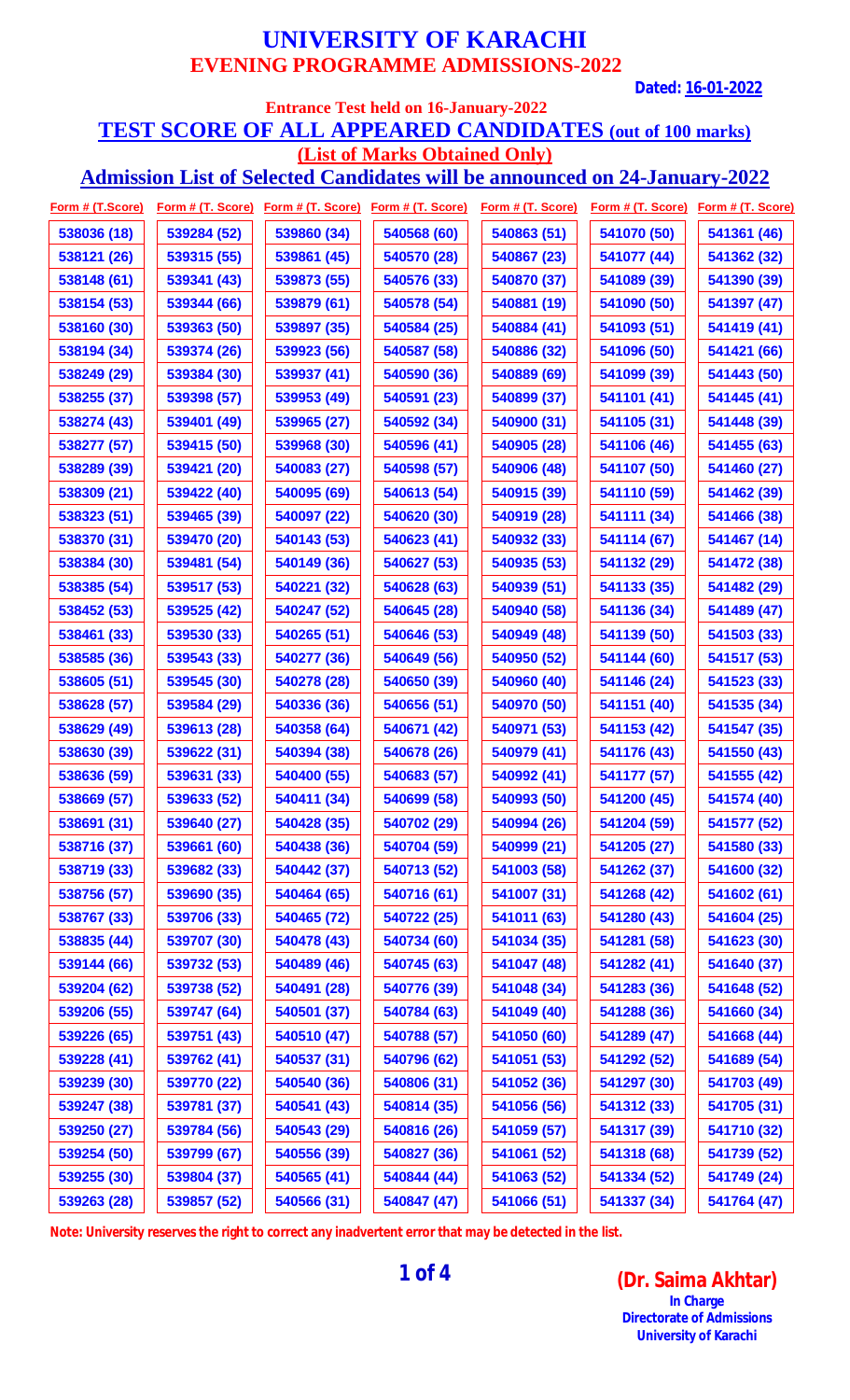# UNIVERSITY OF KARACHI

## EVENING PROGRAMME ADMISSIONS-2022

**Dated: 16-01-2022**

**Entrance Test held on 16-January-2022**

## TEST SCORE OF ALL APPEARED CANDIDATES (out of 100 marks)

**(List of Marks Obtained Only)**

**Admission List of Selected Candidates will be announced on 24-January-2022**

| Form # (T.Score) | Form # (T. Score) | Form # (T. Score) | Form # (T. Score) | Form # (T. Score) | Form # (T. Score) | Form # (T. Score) |
|---|---|---|---|---|---|---|
| 538036 (18) | 539284 (52) | 539860 (34) | 540568 (60) | 540863 (51) | 541070 (50) | 541361 (46) |
| 538121 (26) | 539315 (55) | 539861 (45) | 540570 (28) | 540867 (23) | 541077 (44) | 541362 (32) |
| 538148 (61) | 539341 (43) | 539873 (55) | 540576 (33) | 540870 (37) | 541089 (39) | 541390 (39) |
| 538154 (53) | 539344 (66) | 539879 (61) | 540578 (54) | 540881 (19) | 541090 (50) | 541397 (47) |
| 538160 (30) | 539363 (50) | 539897 (35) | 540584 (25) | 540884 (41) | 541093 (51) | 541419 (41) |
| 538194 (34) | 539374 (26) | 539923 (56) | 540587 (58) | 540886 (32) | 541096 (50) | 541421 (66) |
| 538249 (29) | 539384 (30) | 539937 (41) | 540590 (36) | 540889 (69) | 541099 (39) | 541443 (50) |
| 538255 (37) | 539398 (57) | 539953 (49) | 540591 (23) | 540899 (37) | 541101 (41) | 541445 (41) |
| 538274 (43) | 539401 (49) | 539965 (27) | 540592 (34) | 540900 (31) | 541105 (31) | 541448 (39) |
| 538277 (57) | 539415 (50) | 539968 (30) | 540596 (41) | 540905 (28) | 541106 (46) | 541455 (63) |
| 538289 (39) | 539421 (20) | 540083 (27) | 540598 (57) | 540906 (48) | 541107 (50) | 541460 (27) |
| 538309 (21) | 539422 (40) | 540095 (69) | 540613 (54) | 540915 (39) | 541110 (59) | 541462 (39) |
| 538323 (51) | 539465 (39) | 540097 (22) | 540620 (30) | 540919 (28) | 541111 (34) | 541466 (38) |
| 538370 (31) | 539470 (20) | 540143 (53) | 540623 (41) | 540932 (33) | 541114 (67) | 541467 (14) |
| 538384 (30) | 539481 (54) | 540149 (36) | 540627 (53) | 540935 (53) | 541132 (29) | 541472 (38) |
| 538385 (54) | 539517 (53) | 540221 (32) | 540628 (63) | 540939 (51) | 541133 (35) | 541482 (29) |
| 538452 (53) | 539525 (42) | 540247 (52) | 540645 (28) | 540940 (58) | 541136 (34) | 541489 (47) |
| 538461 (33) | 539530 (33) | 540265 (51) | 540646 (53) | 540949 (48) | 541139 (50) | 541503 (33) |
| 538585 (36) | 539543 (33) | 540277 (36) | 540649 (56) | 540950 (52) | 541144 (60) | 541517 (53) |
| 538605 (51) | 539545 (30) | 540278 (28) | 540650 (39) | 540960 (40) | 541146 (24) | 541523 (33) |
| 538628 (57) | 539584 (29) | 540336 (36) | 540656 (51) | 540970 (50) | 541151 (40) | 541535 (34) |
| 538629 (49) | 539613 (28) | 540358 (64) | 540671 (42) | 540971 (53) | 541153 (42) | 541547 (35) |
| 538630 (39) | 539622 (31) | 540394 (38) | 540678 (26) | 540979 (41) | 541176 (43) | 541550 (43) |
| 538636 (59) | 539631 (33) | 540400 (55) | 540683 (57) | 540992 (41) | 541177 (57) | 541555 (42) |
| 538669 (57) | 539633 (52) | 540411 (34) | 540699 (58) | 540993 (50) | 541200 (45) | 541574 (40) |
| 538691 (31) | 539640 (27) | 540428 (35) | 540702 (29) | 540994 (26) | 541204 (59) | 541577 (52) |
| 538716 (37) | 539661 (60) | 540438 (36) | 540704 (59) | 540999 (21) | 541205 (27) | 541580 (33) |
| 538719 (33) | 539682 (33) | 540442 (37) | 540713 (52) | 541003 (58) | 541262 (37) | 541600 (32) |
| 538756 (57) | 539690 (35) | 540464 (65) | 540716 (61) | 541007 (31) | 541268 (42) | 541602 (61) |
| 538767 (33) | 539706 (33) | 540465 (72) | 540722 (25) | 541011 (63) | 541280 (43) | 541604 (25) |
| 538835 (44) | 539707 (30) | 540478 (43) | 540734 (60) | 541034 (35) | 541281 (58) | 541623 (30) |
| 539144 (66) | 539732 (53) | 540489 (46) | 540745 (63) | 541047 (48) | 541282 (41) | 541640 (37) |
| 539204 (62) | 539738 (52) | 540491 (28) | 540776 (39) | 541048 (34) | 541283 (36) | 541648 (52) |
| 539206 (55) | 539747 (64) | 540501 (37) | 540784 (63) | 541049 (40) | 541288 (36) | 541660 (34) |
| 539226 (65) | 539751 (43) | 540510 (47) | 540788 (57) | 541050 (60) | 541289 (47) | 541668 (44) |
| 539228 (41) | 539762 (41) | 540537 (31) | 540796 (62) | 541051 (53) | 541292 (52) | 541689 (54) |
| 539239 (30) | 539770 (22) | 540540 (36) | 540806 (31) | 541052 (36) | 541297 (30) | 541703 (49) |
| 539247 (38) | 539781 (37) | 540541 (43) | 540814 (35) | 541056 (56) | 541312 (33) | 541705 (31) |
| 539250 (27) | 539784 (56) | 540543 (29) | 540816 (26) | 541059 (57) | 541317 (39) | 541710 (32) |
| 539254 (50) | 539799 (67) | 540556 (39) | 540827 (36) | 541061 (52) | 541318 (68) | 541739 (52) |
| 539255 (30) | 539804 (37) | 540565 (41) | 540844 (44) | 541063 (52) | 541334 (52) | 541749 (24) |
| 539263 (28) | 539857 (52) | 540566 (31) | 540847 (47) | 541066 (51) | 541337 (34) | 541764 (47) |

**Note: University reserves the right to correct any inadvertent error that may be detected in the list.**

**(Dr. Saima Akhtar)**
**In Charge**
**Directorate of Admissions**
**University of Karachi**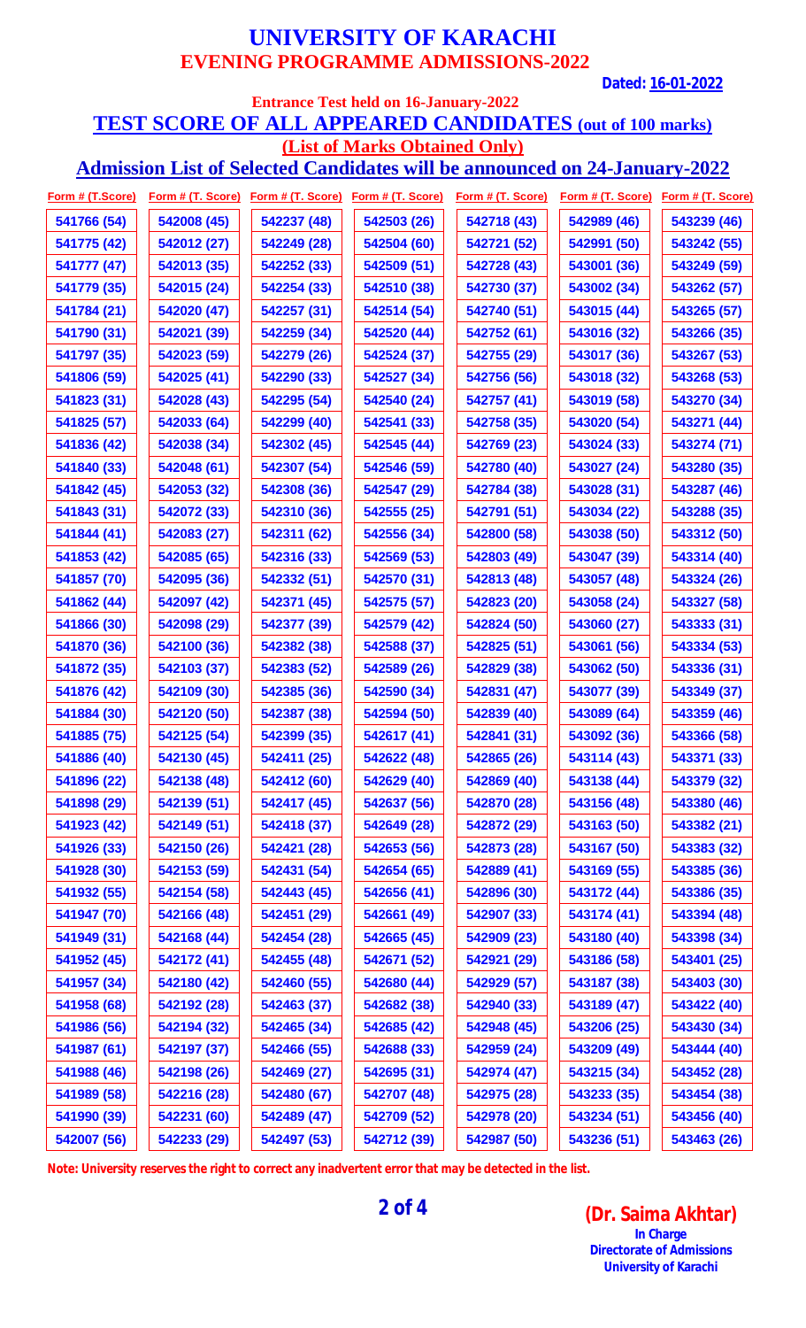# UNIVERSITY OF KARACHI
## EVENING PROGRAMME ADMISSIONS-2022

**Dated: 16-01-2022**

**Entrance Test held on 16-January-2022**

## TEST SCORE OF ALL APPEARED CANDIDATES (out of 100 marks)

**(List of Marks Obtained Only)**

**Admission List of Selected Candidates will be announced on 24-January-2022**

| Form # (T.Score) | Form # (T. Score) | Form # (T. Score) | Form # (T. Score) | Form # (T. Score) | Form # (T. Score) | Form # (T. Score) |
|---|---|---|---|---|---|---|
| 541766 (54) | 542008 (45) | 542237 (48) | 542503 (26) | 542718 (43) | 542989 (46) | 543239 (46) |
| 541775 (42) | 542012 (27) | 542249 (28) | 542504 (60) | 542721 (52) | 542991 (50) | 543242 (55) |
| 541777 (47) | 542013 (35) | 542252 (33) | 542509 (51) | 542728 (43) | 543001 (36) | 543249 (59) |
| 541779 (35) | 542015 (24) | 542254 (33) | 542510 (38) | 542730 (37) | 543002 (34) | 543262 (57) |
| 541784 (21) | 542020 (47) | 542257 (31) | 542514 (54) | 542740 (51) | 543015 (44) | 543265 (57) |
| 541790 (31) | 542021 (39) | 542259 (34) | 542520 (44) | 542752 (61) | 543016 (32) | 543266 (35) |
| 541797 (35) | 542023 (59) | 542279 (26) | 542524 (37) | 542755 (29) | 543017 (36) | 543267 (53) |
| 541806 (59) | 542025 (41) | 542290 (33) | 542527 (34) | 542756 (56) | 543018 (32) | 543268 (53) |
| 541823 (31) | 542028 (43) | 542295 (54) | 542540 (24) | 542757 (41) | 543019 (58) | 543270 (34) |
| 541825 (57) | 542033 (64) | 542299 (40) | 542541 (33) | 542758 (35) | 543020 (54) | 543271 (44) |
| 541836 (42) | 542038 (34) | 542302 (45) | 542545 (44) | 542769 (23) | 543024 (33) | 543274 (71) |
| 541840 (33) | 542048 (61) | 542307 (54) | 542546 (59) | 542780 (40) | 543027 (24) | 543280 (35) |
| 541842 (45) | 542053 (32) | 542308 (36) | 542547 (29) | 542784 (38) | 543028 (31) | 543287 (46) |
| 541843 (31) | 542072 (33) | 542310 (36) | 542555 (25) | 542791 (51) | 543034 (22) | 543288 (35) |
| 541844 (41) | 542083 (27) | 542311 (62) | 542556 (34) | 542800 (58) | 543038 (50) | 543312 (50) |
| 541853 (42) | 542085 (65) | 542316 (33) | 542569 (53) | 542803 (49) | 543047 (39) | 543314 (40) |
| 541857 (70) | 542095 (36) | 542332 (51) | 542570 (31) | 542813 (48) | 543057 (48) | 543324 (26) |
| 541862 (44) | 542097 (42) | 542371 (45) | 542575 (57) | 542823 (20) | 543058 (24) | 543327 (58) |
| 541866 (30) | 542098 (29) | 542377 (39) | 542579 (42) | 542824 (50) | 543060 (27) | 543333 (31) |
| 541870 (36) | 542100 (36) | 542382 (38) | 542588 (37) | 542825 (51) | 543061 (56) | 543334 (53) |
| 541872 (35) | 542103 (37) | 542383 (52) | 542589 (26) | 542829 (38) | 543062 (50) | 543336 (31) |
| 541876 (42) | 542109 (30) | 542385 (36) | 542590 (34) | 542831 (47) | 543077 (39) | 543349 (37) |
| 541884 (30) | 542120 (50) | 542387 (38) | 542594 (50) | 542839 (40) | 543089 (64) | 543359 (46) |
| 541885 (75) | 542125 (54) | 542399 (35) | 542617 (41) | 542841 (31) | 543092 (36) | 543366 (58) |
| 541886 (40) | 542130 (45) | 542411 (25) | 542622 (48) | 542865 (26) | 543114 (43) | 543371 (33) |
| 541896 (22) | 542138 (48) | 542412 (60) | 542629 (40) | 542869 (40) | 543138 (44) | 543379 (32) |
| 541898 (29) | 542139 (51) | 542417 (45) | 542637 (56) | 542870 (28) | 543156 (48) | 543380 (46) |
| 541923 (42) | 542149 (51) | 542418 (37) | 542649 (28) | 542872 (29) | 543163 (50) | 543382 (21) |
| 541926 (33) | 542150 (26) | 542421 (28) | 542653 (56) | 542873 (28) | 543167 (50) | 543383 (32) |
| 541928 (30) | 542153 (59) | 542431 (54) | 542654 (65) | 542889 (41) | 543169 (55) | 543385 (36) |
| 541932 (55) | 542154 (58) | 542443 (45) | 542656 (41) | 542896 (30) | 543172 (44) | 543386 (35) |
| 541947 (70) | 542166 (48) | 542451 (29) | 542661 (49) | 542907 (33) | 543174 (41) | 543394 (48) |
| 541949 (31) | 542168 (44) | 542454 (28) | 542665 (45) | 542909 (23) | 543180 (40) | 543398 (34) |
| 541952 (45) | 542172 (41) | 542455 (48) | 542671 (52) | 542921 (29) | 543186 (58) | 543401 (25) |
| 541957 (34) | 542180 (42) | 542460 (55) | 542680 (44) | 542929 (57) | 543187 (38) | 543403 (30) |
| 541958 (68) | 542192 (28) | 542463 (37) | 542682 (38) | 542940 (33) | 543189 (47) | 543422 (40) |
| 541986 (56) | 542194 (32) | 542465 (34) | 542685 (42) | 542948 (45) | 543206 (25) | 543430 (34) |
| 541987 (61) | 542197 (37) | 542466 (55) | 542688 (33) | 542959 (24) | 543209 (49) | 543444 (40) |
| 541988 (46) | 542198 (26) | 542469 (27) | 542695 (31) | 542974 (47) | 543215 (34) | 543452 (28) |
| 541989 (58) | 542216 (28) | 542480 (67) | 542707 (48) | 542975 (28) | 543233 (35) | 543454 (38) |
| 541990 (39) | 542231 (60) | 542489 (47) | 542709 (52) | 542978 (20) | 543234 (51) | 543456 (40) |
| 542007 (56) | 542233 (29) | 542497 (53) | 542712 (39) | 542987 (50) | 543236 (51) | 543463 (26) |

**Note: University reserves the right to correct any inadvertent error that may be detected in the list.**

**(Dr. Saima Akhtar)**
**In Charge**
**Directorate of Admissions**
**University of Karachi**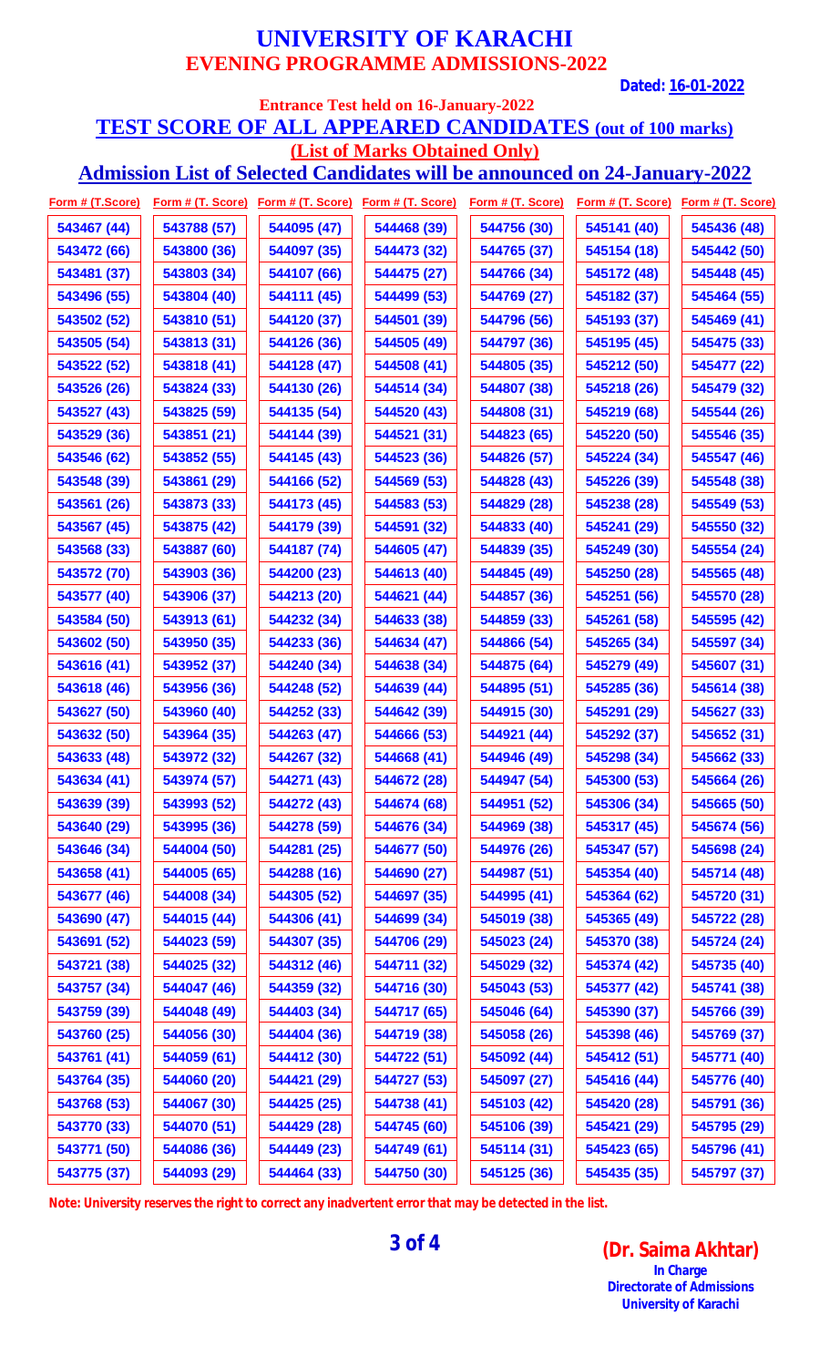# UNIVERSITY OF KARACHI

## EVENING PROGRAMME ADMISSIONS-2022

**Dated: 16-01-2022**

**Entrance Test held on 16-January-2022**

## TEST SCORE OF ALL APPEARED CANDIDATES (out of 100 marks)

**(List of Marks Obtained Only)**

**Admission List of Selected Candidates will be announced on 24-January-2022**

| Form # (T.Score) | Form # (T. Score) | Form # (T. Score) | Form # (T. Score) | Form # (T. Score) | Form # (T. Score) | Form # (T. Score) |
|---|---|---|---|---|---|---|
| 543467 (44) | 543788 (57) | 544095 (47) | 544468 (39) | 544756 (30) | 545141 (40) | 545436 (48) |
| 543472 (66) | 543800 (36) | 544097 (35) | 544473 (32) | 544765 (37) | 545154 (18) | 545442 (50) |
| 543481 (37) | 543803 (34) | 544107 (66) | 544475 (27) | 544766 (34) | 545172 (48) | 545448 (45) |
| 543496 (55) | 543804 (40) | 544111 (45) | 544499 (53) | 544769 (27) | 545182 (37) | 545464 (55) |
| 543502 (52) | 543810 (51) | 544120 (37) | 544501 (39) | 544796 (56) | 545193 (37) | 545469 (41) |
| 543505 (54) | 543813 (31) | 544126 (36) | 544505 (49) | 544797 (36) | 545195 (45) | 545475 (33) |
| 543522 (52) | 543818 (41) | 544128 (47) | 544508 (41) | 544805 (35) | 545212 (50) | 545477 (22) |
| 543526 (26) | 543824 (33) | 544130 (26) | 544514 (34) | 544807 (38) | 545218 (26) | 545479 (32) |
| 543527 (43) | 543825 (59) | 544135 (54) | 544520 (43) | 544808 (31) | 545219 (68) | 545544 (26) |
| 543529 (36) | 543851 (21) | 544144 (39) | 544521 (31) | 544823 (65) | 545220 (50) | 545546 (35) |
| 543546 (62) | 543852 (55) | 544145 (43) | 544523 (36) | 544826 (57) | 545224 (34) | 545547 (46) |
| 543548 (39) | 543861 (29) | 544166 (52) | 544569 (53) | 544828 (43) | 545226 (39) | 545548 (38) |
| 543561 (26) | 543873 (33) | 544173 (45) | 544583 (53) | 544829 (28) | 545238 (28) | 545549 (53) |
| 543567 (45) | 543875 (42) | 544179 (39) | 544591 (32) | 544833 (40) | 545241 (29) | 545550 (32) |
| 543568 (33) | 543887 (60) | 544187 (74) | 544605 (47) | 544839 (35) | 545249 (30) | 545554 (24) |
| 543572 (70) | 543903 (36) | 544200 (23) | 544613 (40) | 544845 (49) | 545250 (28) | 545565 (48) |
| 543577 (40) | 543906 (37) | 544213 (20) | 544621 (44) | 544857 (36) | 545251 (56) | 545570 (28) |
| 543584 (50) | 543913 (61) | 544232 (34) | 544633 (38) | 544859 (33) | 545261 (58) | 545595 (42) |
| 543602 (50) | 543950 (35) | 544233 (36) | 544634 (47) | 544866 (54) | 545265 (34) | 545597 (34) |
| 543616 (41) | 543952 (37) | 544240 (34) | 544638 (34) | 544875 (64) | 545279 (49) | 545607 (31) |
| 543618 (46) | 543956 (36) | 544248 (52) | 544639 (44) | 544895 (51) | 545285 (36) | 545614 (38) |
| 543627 (50) | 543960 (40) | 544252 (33) | 544642 (39) | 544915 (30) | 545291 (29) | 545627 (33) |
| 543632 (50) | 543964 (35) | 544263 (47) | 544666 (53) | 544921 (44) | 545292 (37) | 545652 (31) |
| 543633 (48) | 543972 (32) | 544267 (32) | 544668 (41) | 544946 (49) | 545298 (34) | 545662 (33) |
| 543634 (41) | 543974 (57) | 544271 (43) | 544672 (28) | 544947 (54) | 545300 (53) | 545664 (26) |
| 543639 (39) | 543993 (52) | 544272 (43) | 544674 (68) | 544951 (52) | 545306 (34) | 545665 (50) |
| 543640 (29) | 543995 (36) | 544278 (59) | 544676 (34) | 544969 (38) | 545317 (45) | 545674 (56) |
| 543646 (34) | 544004 (50) | 544281 (25) | 544677 (50) | 544976 (26) | 545347 (57) | 545698 (24) |
| 543658 (41) | 544005 (65) | 544288 (16) | 544690 (27) | 544987 (51) | 545354 (40) | 545714 (48) |
| 543677 (46) | 544008 (34) | 544305 (52) | 544697 (35) | 544995 (41) | 545364 (62) | 545720 (31) |
| 543690 (47) | 544015 (44) | 544306 (41) | 544699 (34) | 545019 (38) | 545365 (49) | 545722 (28) |
| 543691 (52) | 544023 (59) | 544307 (35) | 544706 (29) | 545023 (24) | 545370 (38) | 545724 (24) |
| 543721 (38) | 544025 (32) | 544312 (46) | 544711 (32) | 545029 (32) | 545374 (42) | 545735 (40) |
| 543757 (34) | 544047 (46) | 544359 (32) | 544716 (30) | 545043 (53) | 545377 (42) | 545741 (38) |
| 543759 (39) | 544048 (49) | 544403 (34) | 544717 (65) | 545046 (64) | 545390 (37) | 545766 (39) |
| 543760 (25) | 544056 (30) | 544404 (36) | 544719 (38) | 545058 (26) | 545398 (46) | 545769 (37) |
| 543761 (41) | 544059 (61) | 544412 (30) | 544722 (51) | 545092 (44) | 545412 (51) | 545771 (40) |
| 543764 (35) | 544060 (20) | 544421 (29) | 544727 (53) | 545097 (27) | 545416 (44) | 545776 (40) |
| 543768 (53) | 544067 (30) | 544425 (25) | 544738 (41) | 545103 (42) | 545420 (28) | 545791 (36) |
| 543770 (33) | 544070 (51) | 544429 (28) | 544745 (60) | 545106 (39) | 545421 (29) | 545795 (29) |
| 543771 (50) | 544086 (36) | 544449 (23) | 544749 (61) | 545114 (31) | 545423 (65) | 545796 (41) |
| 543775 (37) | 544093 (29) | 544464 (33) | 544750 (30) | 545125 (36) | 545435 (35) | 545797 (37) |

**Note: University reserves the right to correct any inadvertent error that may be detected in the list.**

**(Dr. Saima Akhtar)**
**In Charge**
**Directorate of Admissions**
**University of Karachi**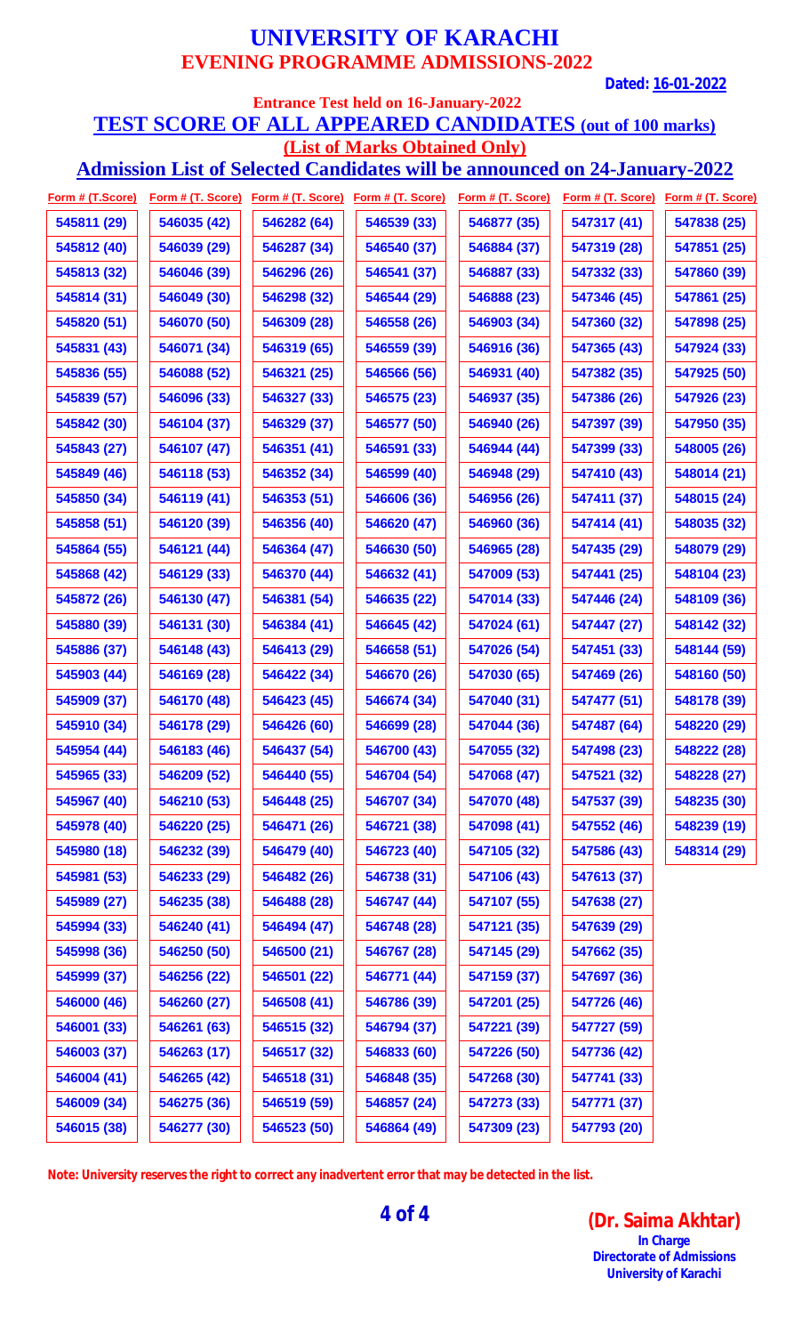# UNIVERSITY OF KARACHI
## EVENING PROGRAMME ADMISSIONS-2022

**Dated: 16-01-2022**

**Entrance Test held on 16-January-2022**

## TEST SCORE OF ALL APPEARED CANDIDATES (out of 100 marks)
**(List of Marks Obtained Only)**

### Admission List of Selected Candidates will be announced on 24-January-2022

| Form # (T.Score) | Form # (T. Score) | Form # (T. Score) | Form # (T. Score) | Form # (T. Score) | Form # (T. Score) | Form # (T. Score) |
|---|---|---|---|---|---|---|
| 545811 (29) | 546035 (42) | 546282 (64) | 546539 (33) | 546877 (35) | 547317 (41) | 547838 (25) |
| 545812 (40) | 546039 (29) | 546287 (34) | 546540 (37) | 546884 (37) | 547319 (28) | 547851 (25) |
| 545813 (32) | 546046 (39) | 546296 (26) | 546541 (37) | 546887 (33) | 547332 (33) | 547860 (39) |
| 545814 (31) | 546049 (30) | 546298 (32) | 546544 (29) | 546888 (23) | 547346 (45) | 547861 (25) |
| 545820 (51) | 546070 (50) | 546309 (28) | 546558 (26) | 546903 (34) | 547360 (32) | 547898 (25) |
| 545831 (43) | 546071 (34) | 546319 (65) | 546559 (39) | 546916 (36) | 547365 (43) | 547924 (33) |
| 545836 (55) | 546088 (52) | 546321 (25) | 546566 (56) | 546931 (40) | 547382 (35) | 547925 (50) |
| 545839 (57) | 546096 (33) | 546327 (33) | 546575 (23) | 546937 (35) | 547386 (26) | 547926 (23) |
| 545842 (30) | 546104 (37) | 546329 (37) | 546577 (50) | 546940 (26) | 547397 (39) | 547950 (35) |
| 545843 (27) | 546107 (47) | 546351 (41) | 546591 (33) | 546944 (44) | 547399 (33) | 548005 (26) |
| 545849 (46) | 546118 (53) | 546352 (34) | 546599 (40) | 546948 (29) | 547410 (43) | 548014 (21) |
| 545850 (34) | 546119 (41) | 546353 (51) | 546606 (36) | 546956 (26) | 547411 (37) | 548015 (24) |
| 545858 (51) | 546120 (39) | 546356 (40) | 546620 (47) | 546960 (36) | 547414 (41) | 548035 (32) |
| 545864 (55) | 546121 (44) | 546364 (47) | 546630 (50) | 546965 (28) | 547435 (29) | 548079 (29) |
| 545868 (42) | 546129 (33) | 546370 (44) | 546632 (41) | 547009 (53) | 547441 (25) | 548104 (23) |
| 545872 (26) | 546130 (47) | 546381 (54) | 546635 (22) | 547014 (33) | 547446 (24) | 548109 (36) |
| 545880 (39) | 546131 (30) | 546384 (41) | 546645 (42) | 547024 (61) | 547447 (27) | 548142 (32) |
| 545886 (37) | 546148 (43) | 546413 (29) | 546658 (51) | 547026 (54) | 547451 (33) | 548144 (59) |
| 545903 (44) | 546169 (28) | 546422 (34) | 546670 (26) | 547030 (65) | 547469 (26) | 548160 (50) |
| 545909 (37) | 546170 (48) | 546423 (45) | 546674 (34) | 547040 (31) | 547477 (51) | 548178 (39) |
| 545910 (34) | 546178 (29) | 546426 (60) | 546699 (28) | 547044 (36) | 547487 (64) | 548220 (29) |
| 545954 (44) | 546183 (46) | 546437 (54) | 546700 (43) | 547055 (32) | 547498 (23) | 548222 (28) |
| 545965 (33) | 546209 (52) | 546440 (55) | 546704 (54) | 547068 (47) | 547521 (32) | 548228 (27) |
| 545967 (40) | 546210 (53) | 546448 (25) | 546707 (34) | 547070 (48) | 547537 (39) | 548235 (30) |
| 545978 (40) | 546220 (25) | 546471 (26) | 546721 (38) | 547098 (41) | 547552 (46) | 548239 (19) |
| 545980 (18) | 546232 (39) | 546479 (40) | 546723 (40) | 547105 (32) | 547586 (43) | 548314 (29) |
| 545981 (53) | 546233 (29) | 546482 (26) | 546738 (31) | 547106 (43) | 547613 (37) | |
| 545989 (27) | 546235 (38) | 546488 (28) | 546747 (44) | 547107 (55) | 547638 (27) | |
| 545994 (33) | 546240 (41) | 546494 (47) | 546748 (28) | 547121 (35) | 547639 (29) | |
| 545998 (36) | 546250 (50) | 546500 (21) | 546767 (28) | 547145 (29) | 547662 (35) | |
| 545999 (37) | 546256 (22) | 546501 (22) | 546771 (44) | 547159 (37) | 547697 (36) | |
| 546000 (46) | 546260 (27) | 546508 (41) | 546786 (39) | 547201 (25) | 547726 (46) | |
| 546001 (33) | 546261 (63) | 546515 (32) | 546794 (37) | 547221 (39) | 547727 (59) | |
| 546003 (37) | 546263 (17) | 546517 (32) | 546833 (60) | 547226 (50) | 547736 (42) | |
| 546004 (41) | 546265 (42) | 546518 (31) | 546848 (35) | 547268 (30) | 547741 (33) | |
| 546009 (34) | 546275 (36) | 546519 (59) | 546857 (24) | 547273 (33) | 547771 (37) | |
| 546015 (38) | 546277 (30) | 546523 (50) | 546864 (49) | 547309 (23) | 547793 (20) | |

**Note: University reserves the right to correct any inadvertent error that may be detected in the list.**

**(Dr. Saima Akhtar)**
**In Charge**
**Directorate of Admissions**
**University of Karachi**